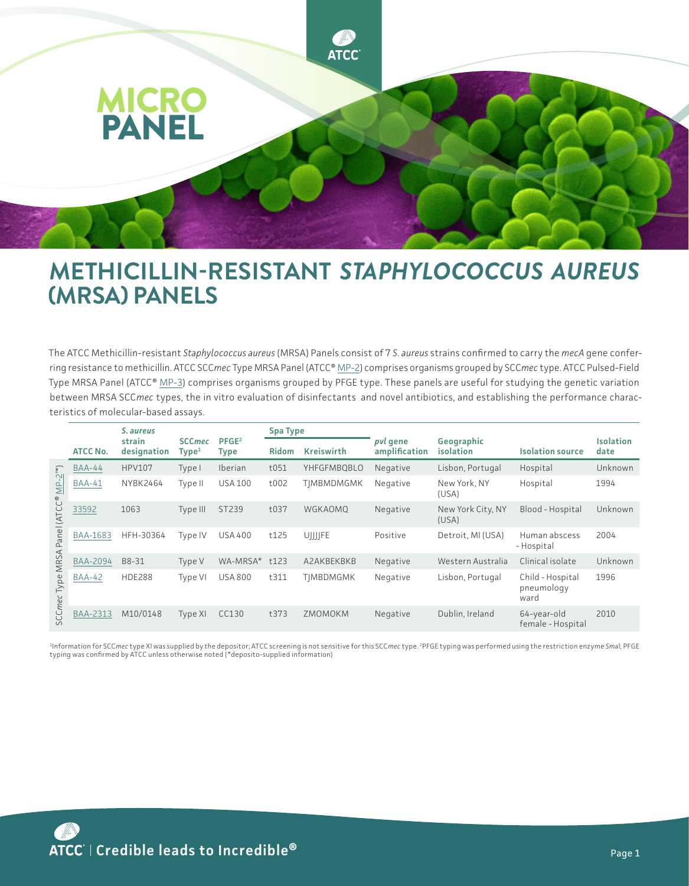# MICRO PANEL

# METHICILLIN-RESISTANT *STAPHYLOCOCCUS AUREUS* (MRSA) PANELS

The ATCC Methicillin-resistant *Staphylococcus aureus* (MRSA) Panels consist of 7 *S. aureus* strains confirmed to carry the *mecA* gene conferring resistance to methicillin. ATCC SCC*mec* Type MRSA Panel (ATCC® MP-2) comprises organisms grouped by SCC*mec* type. ATCC Pulsed-Field Type MRSA Panel (ATCC® MP-3) comprises organisms grouped by PFGE type. These panels are useful for studying the genetic variation between MRSA SCC*mec* types, the in vitro evaluation of disinfectants and novel antibiotics, and establishing the performance characteristics of molecular-based assays.

| | ATCC No. | *S. aureus* strain designation | SCC*mec* Type[1] | PFGE[2] Type | Spa Type | | *pvl* gene amplification | Geographic isolation | Isolation source | Isolation date |
|---|---|---|---|---|---|---|---|---|---|---|
| | | | | | Ridom | Kreiswirth | | | | |
| SCC*mec* Type MRSA Panel (ATCC® MP-2™) | BAA-44 | HPV107 | Type I | Iberian | t051 | YHFGFMBQBLO | Negative | Lisbon, Portugal | Hospital | Unknown |
| | BAA-41 | NYBK2464 | Type II | USA 100 | t002 | TJMBMDMGMK | Negative | New York, NY (USA) | Hospital | 1994 |
| | 33592 | 1063 | Type III | ST239 | t037 | WGKAOMQ | Negative | New York City, NY (USA) | Blood - Hospital | Unknown |
| | BAA-1683 | HFH-30364 | Type IV | USA 400 | t125 | UJJJJFE | Positive | Detroit, MI (USA) | Human abscess - Hospital | 2004 |
| | BAA-2094 | B8-31 | Type V | WA-MRSA* | t123 | A2AKBEKBKB | Negative | Western Australia | Clinical isolate | Unknown |
| | BAA-42 | HDE288 | Type VI | USA 800 | t311 | TJMBDMGMK | Negative | Lisbon, Portugal | Child - Hospital pneumology ward | 1996 |
| | BAA-2313 | M10/0148 | Type XI | CC130 | t373 | ZMOMOKM | Negative | Dublin, Ireland | 64-year-old female - Hospital | 2010 |

[1]Information for SCC*mec* type XI was supplied by the depositor; ATCC screening is not sensitive for this SCC*mec* type. [2]PFGE typing was performed using the restriction enzyme *Sma*I; PFGE typing was confirmed by ATCC unless otherwise noted (*deposito-supplied information)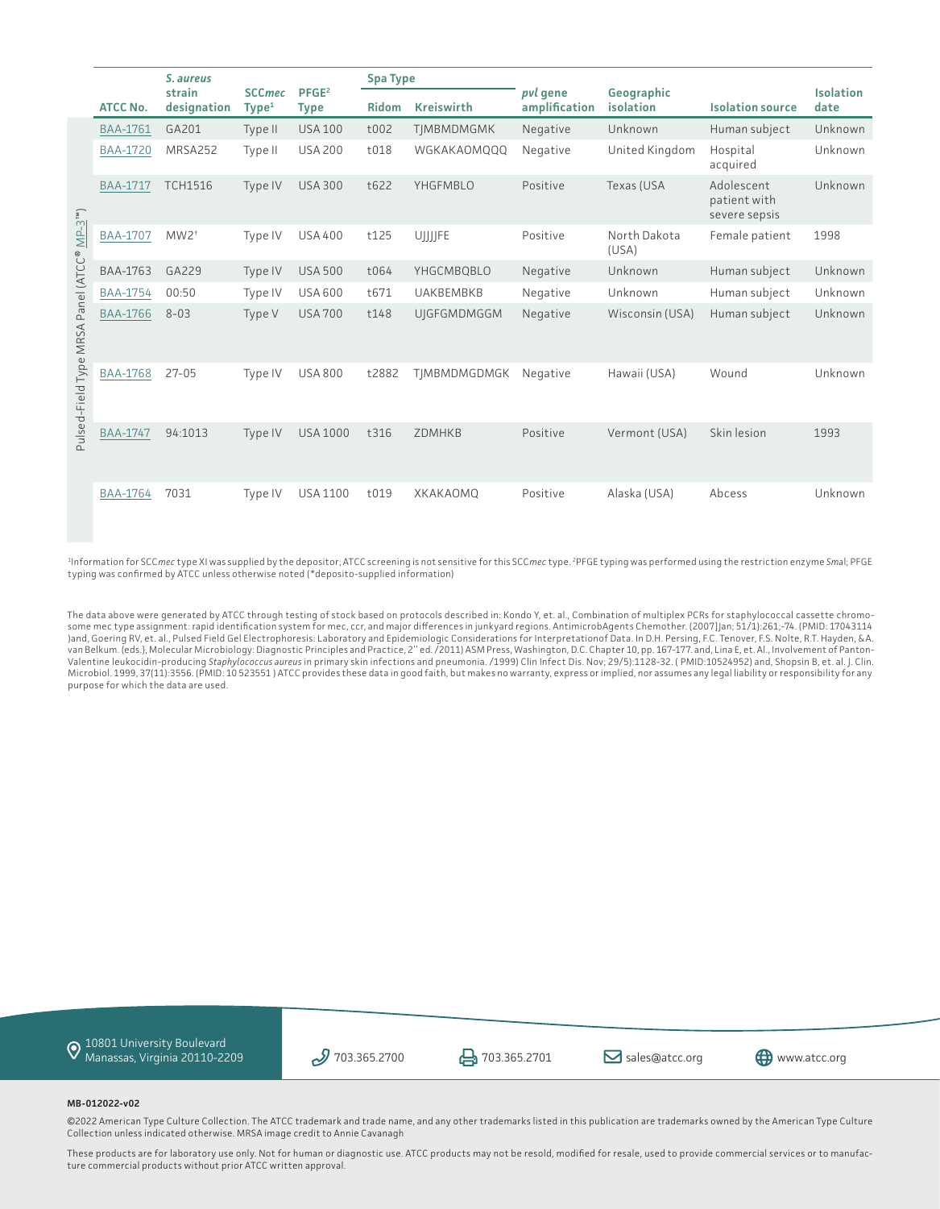| | ATCC No. | *S. aureus* strain designation | SCC*mec* Type[1] | PFGE[2] Type | Spa Type | | *pvl* gene amplification | Geographic isolation | Isolation source | Isolation date |
|---|---|---|---|---|---|---|---|---|---|---|
| | | | | | Ridom | Kreiswirth | | | | |
| Pulsed-Field Type MRSA Panel (ATCC® MP-3™) | BAA-1761 | GA201 | Type II | USA 100 | t002 | TJMBMDMGMK | Negative | Unknown | Human subject | Unknown |
| | BAA-1720 | MRSA252 | Type II | USA 200 | t018 | WGKAKAOMQQQ | Negative | United Kingdom | Hospital acquired | Unknown |
| | BAA-1717 | TCH1516 | Type IV | USA 300 | t622 | YHGFMBLO | Positive | Texas (USA | Adolescent patient with severe sepsis | Unknown |
| | BAA-1707 | MW2[†] | Type IV | USA 400 | t125 | UJJJJFE | Positive | North Dakota (USA) | Female patient | 1998 |
| | BAA-1763 | GA229 | Type IV | USA 500 | t064 | YHGCMBQBLO | Negative | Unknown | Human subject | Unknown |
| | BAA-1754 | 00:50 | Type IV | USA 600 | t671 | UAKBEMBKB | Negative | Unknown | Human subject | Unknown |
| | BAA-1766 | 8-03 | Type V | USA 700 | t148 | UJGFGMDMGGM | Negative | Wisconsin (USA) | Human subject | Unknown |
| | BAA-1768 | 27-05 | Type IV | USA 800 | t2882 | TJMBMDMGDMGK | Negative | Hawaii (USA) | Wound | Unknown |
| | BAA-1747 | 94:1013 | Type IV | USA 1000 | t316 | ZDMHKB | Positive | Vermont (USA) | Skin lesion | 1993 |
| | BAA-1764 | 7031 | Type IV | USA 1100 | t019 | XKAKAOMQ | Positive | Alaska (USA) | Abcess | Unknown |

[1]Information for SCC*mec* type XI was supplied by the depositor; ATCC screening is not sensitive for this SCC*mec* type. [2]PFGE typing was performed using the restriction enzyme *Sma*I; PFGE typing was confirmed by ATCC unless otherwise noted (*deposito-supplied information)

The data above were generated by ATCC through testing of stock based on protocols described in: Kondo Y, et. al., Combination of multiplex PCRs for staphylococcal cassette chromosome mec type assignment: rapid identification system for mec, ccr, and major differences in junkyard regions. AntimicrobAgents Chemother. (2007]Jan; 51/1):261;-74. (PMID: 17043114 )and, Goering RV, et. al., Pulsed Field Gel Electrophoresis: Laboratory and Epidemiologic Considerations for Interpretationof Data. In D.H. Persing, F.C. Tenover, F.S. Nolte, R.T. Hayden, &A. van Belkum. (eds.), Molecular Microbiology: Diagnostic Principles and Practice, 2'' ed. /2011) ASM Press, Washington, D.C. Chapter 10, pp. 167-177. and, Lina E, et. Al., Involvement of Panton-Valentine leukocidin-producing *Staphylococcus aureus* in primary skin infections and pneumonia. /1999) Clin Infect Dis. Nov; 29/5):1128-32. ( PMID:10524952) and, Shopsin B, et. al. J. Clin. Microbiol. 1999, 37(11):3556. (PMID: 10 523551 ) ATCC provides these data in good faith, but makes no warranty, express or implied, nor assumes any legal liability or responsibility for any purpose for which the data are used.

10801 University Boulevard
Manassas, Virginia 20110-2209

703.365.2700 | 703.365.2701 | sales@atcc.org | www.atcc.org

**MB-012022-v02**

©2022 American Type Culture Collection. The ATCC trademark and trade name, and any other trademarks listed in this publication are trademarks owned by the American Type Culture Collection unless indicated otherwise. MRSA image credit to Annie Cavanagh

These products are for laboratory use only. Not for human or diagnostic use. ATCC products may not be resold, modified for resale, used to provide commercial services or to manufacture commercial products without prior ATCC written approval.